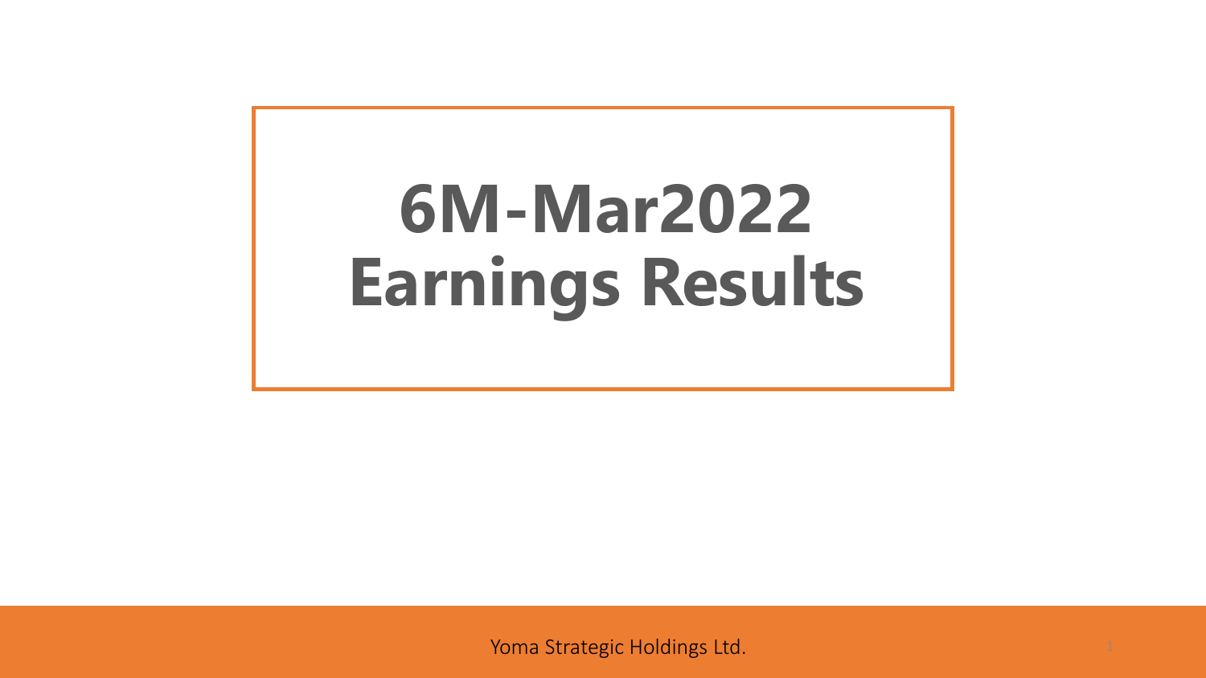# 6M-Mar2022 Earnings Results

Yoma Strategic Holdings Ltd.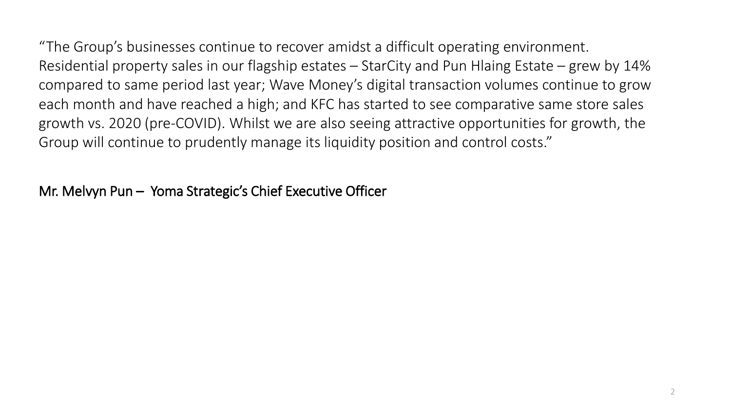"The Group's businesses continue to recover amidst a difficult operating environment. Residential property sales in our flagship estates – StarCity and Pun Hlaing Estate – grew by 14% compared to same period last year; Wave Money's digital transaction volumes continue to grow each month and have reached a high; and KFC has started to see comparative same store sales growth vs. 2020 (pre-COVID). Whilst we are also seeing attractive opportunities for growth, the Group will continue to prudently manage its liquidity position and control costs."

Mr. Melvyn Pun – Yoma Strategic's Chief Executive Officer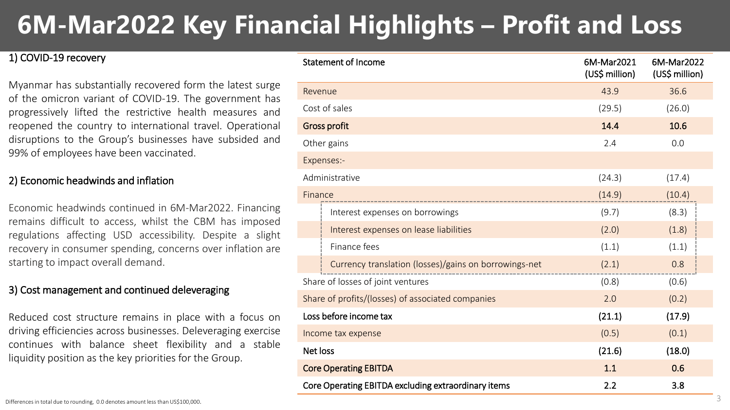# 6M-Mar2022 Key Financial Highlights – Profit and Loss

## 1) COVID-19 recovery

Myanmar has substantially recovered form the latest surge of the omicron variant of COVID-19. The government has progressively lifted the restrictive health measures and reopened the country to international travel. Operational disruptions to the Group's businesses have subsided and 99% of employees have been vaccinated.

## 2) Economic headwinds and inflation

Economic headwinds continued in 6M-Mar2022. Financing remains difficult to access, whilst the CBM has imposed regulations affecting USD accessibility. Despite a slight recovery in consumer spending, concerns over inflation are starting to impact overall demand.

## 3) Cost management and continued deleveraging

Reduced cost structure remains in place with a focus on driving efficiencies across businesses. Deleveraging exercise continues with balance sheet flexibility and a stable liquidity position as the key priorities for the Group.

| Statement of Income | 6M-Mar2021 (US$ million) | 6M-Mar2022 (US$ million) |
|---|---|---|
| Revenue | 43.9 | 36.6 |
| Cost of sales | (29.5) | (26.0) |
| **Gross profit** | **14.4** | **10.6** |
| Other gains | 2.4 | 0.0 |
| Expenses:- | | |
| Administrative | (24.3) | (17.4) |
| Finance | (14.9) | (10.4) |
| Interest expenses on borrowings | (9.7) | (8.3) |
| Interest expenses on lease liabilities | (2.0) | (1.8) |
| Finance fees | (1.1) | (1.1) |
| Currency translation (losses)/gains on borrowings-net | (2.1) | 0.8 |
| Share of losses of joint ventures | (0.8) | (0.6) |
| Share of profits/(losses) of associated companies | 2.0 | (0.2) |
| **Loss before income tax** | **(21.1)** | **(17.9)** |
| Income tax expense | (0.5) | (0.1) |
| **Net loss** | **(21.6)** | **(18.0)** |
| **Core Operating EBITDA** | **1.1** | **0.6** |
| **Core Operating EBITDA excluding extraordinary items** | **2.2** | **3.8** |

Differences in total due to rounding, 0.0 denotes amount less than US$100,000.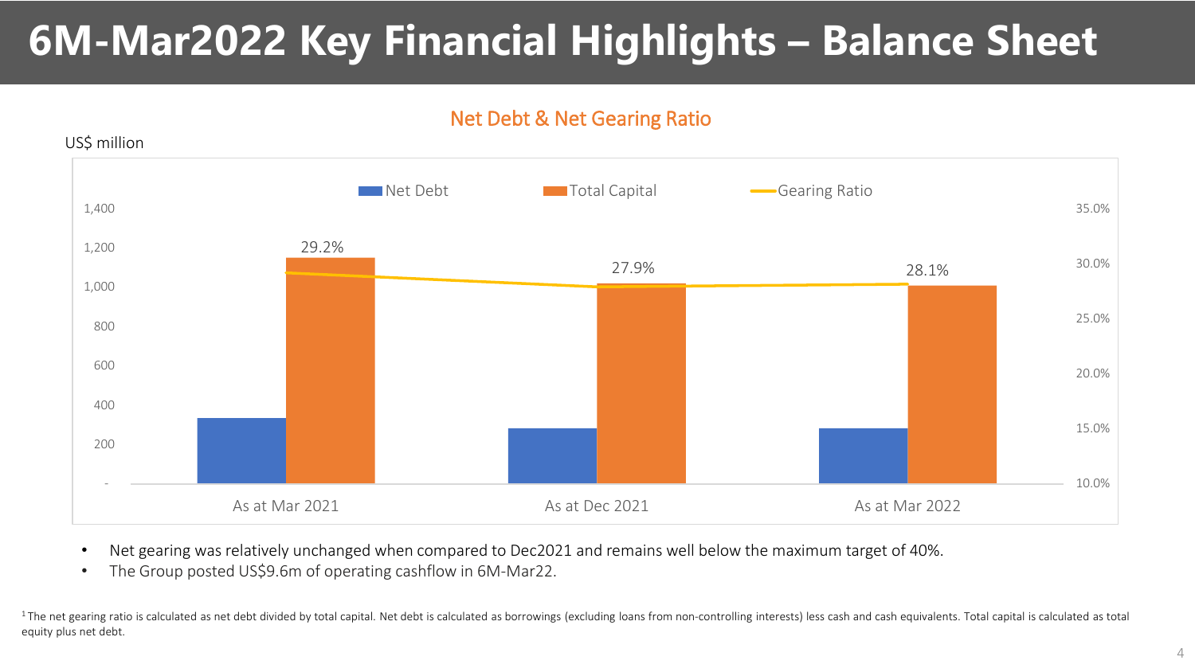# 6M-Mar2022 Key Financial Highlights – Balance Sheet

## Net Debt & Net Gearing Ratio

US$ million

| | As at Mar 2021 | As at Dec 2021 | As at Mar 2022 |
|---|---|---|---|
| Gearing Ratio | 29.2% | 27.9% | 28.1% |

- Net gearing was relatively unchanged when compared to Dec2021 and remains well below the maximum target of 40%.
- The Group posted US$9.6m of operating cashflow in 6M-Mar22.

[1] The net gearing ratio is calculated as net debt divided by total capital. Net debt is calculated as borrowings (excluding loans from non-controlling interests) less cash and cash equivalents. Total capital is calculated as total equity plus net debt.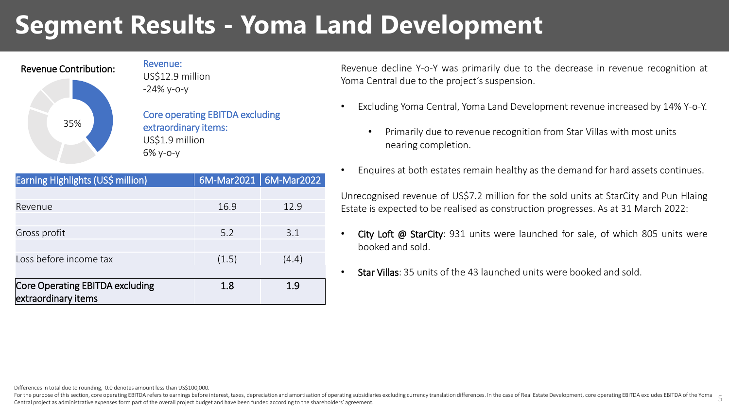# Segment Results - Yoma Land Development

Revenue Contribution:

35%

Revenue:
US$12.9 million
-24% y-o-y

Core operating EBITDA excluding extraordinary items:
US$1.9 million
6% y-o-y

| Earning Highlights (US$ million) | 6M-Mar2021 | 6M-Mar2022 |
|---|---|---|
| Revenue | 16.9 | 12.9 |
| Gross profit | 5.2 | 3.1 |
| Loss before income tax | (1.5) | (4.4) |
| **Core Operating EBITDA excluding extraordinary items** | **1.8** | **1.9** |

Revenue decline Y-o-Y was primarily due to the decrease in revenue recognition at Yoma Central due to the project's suspension.

- Excluding Yoma Central, Yoma Land Development revenue increased by 14% Y-o-Y.
  - Primarily due to revenue recognition from Star Villas with most units nearing completion.
- Enquires at both estates remain healthy as the demand for hard assets continues.

Unrecognised revenue of US$7.2 million for the sold units at StarCity and Pun Hlaing Estate is expected to be realised as construction progresses. As at 31 March 2022:

- **City Loft @ StarCity**: 931 units were launched for sale, of which 805 units were booked and sold.
- **Star Villas**: 35 units of the 43 launched units were booked and sold.

Differences in total due to rounding, 0.0 denotes amount less than US$100,000.

For the purpose of this section, core operating EBITDA refers to earnings before interest, taxes, depreciation and amortisation of operating subsidiaries excluding currency translation differences. In the case of Real Estate Development, core operating EBITDA excludes EBITDA of the Yoma Central project as administrative expenses form part of the overall project budget and have been funded according to the shareholders' agreement.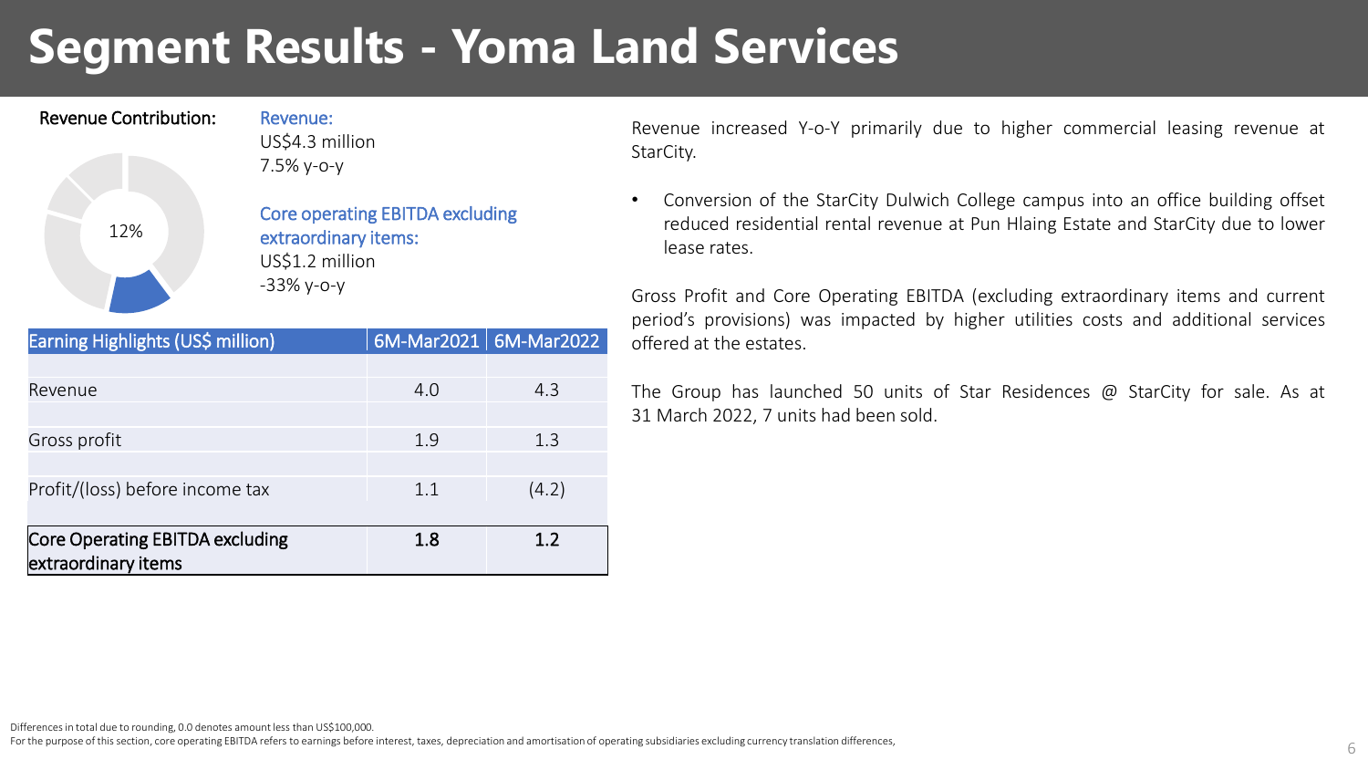# Segment Results - Yoma Land Services

Revenue Contribution:

12%

Revenue:
US$4.3 million
7.5% y-o-y

Core operating EBITDA excluding extraordinary items:
US$1.2 million
-33% y-o-y

| Earning Highlights (US$ million) | 6M-Mar2021 | 6M-Mar2022 |
|---|---|---|
| Revenue | 4.0 | 4.3 |
| Gross profit | 1.9 | 1.3 |
| Profit/(loss) before income tax | 1.1 | (4.2) |
| **Core Operating EBITDA excluding extraordinary items** | **1.8** | **1.2** |

Revenue increased Y-o-Y primarily due to higher commercial leasing revenue at StarCity.

- Conversion of the StarCity Dulwich College campus into an office building offset reduced residential rental revenue at Pun Hlaing Estate and StarCity due to lower lease rates.

Gross Profit and Core Operating EBITDA (excluding extraordinary items and current period's provisions) was impacted by higher utilities costs and additional services offered at the estates.

The Group has launched 50 units of Star Residences @ StarCity for sale. As at 31 March 2022, 7 units had been sold.

Differences in total due to rounding, 0.0 denotes amount less than US$100,000.
For the purpose of this section, core operating EBITDA refers to earnings before interest, taxes, depreciation and amortisation of operating subsidiaries excluding currency translation differences,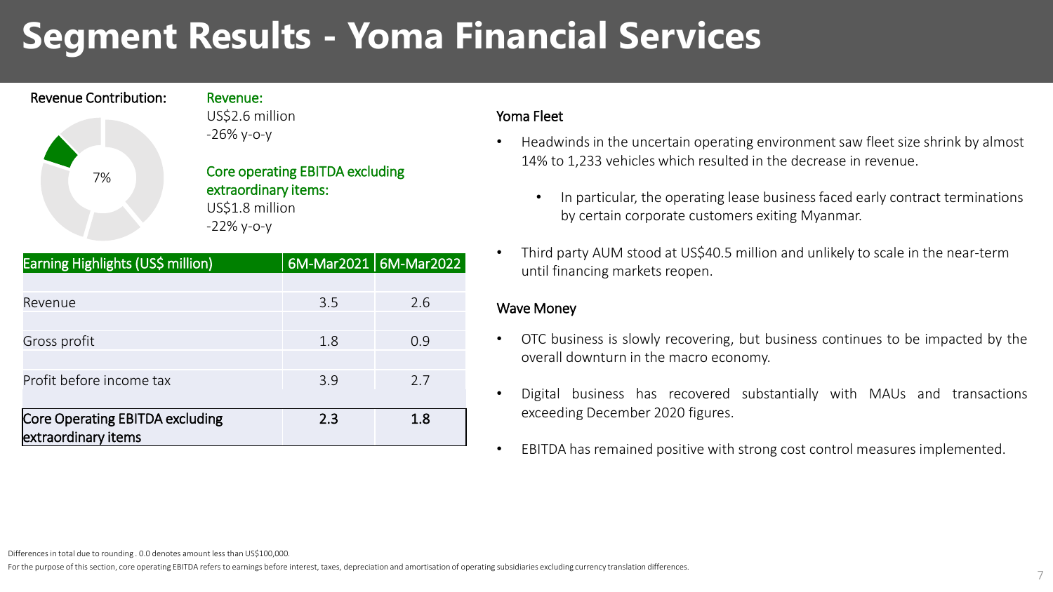# Segment Results - Yoma Financial Services

Revenue Contribution:

7%

Revenue:
US$2.6 million
-26% y-o-y

Core operating EBITDA excluding extraordinary items:
US$1.8 million
-22% y-o-y

| Earning Highlights (US$ million) | 6M-Mar2021 | 6M-Mar2022 |
|---|---|---|
| Revenue | 3.5 | 2.6 |
| Gross profit | 1.8 | 0.9 |
| Profit before income tax | 3.9 | 2.7 |
| **Core Operating EBITDA excluding extraordinary items** | **2.3** | **1.8** |

### Yoma Fleet

- Headwinds in the uncertain operating environment saw fleet size shrink by almost 14% to 1,233 vehicles which resulted in the decrease in revenue.
  - In particular, the operating lease business faced early contract terminations by certain corporate customers exiting Myanmar.
- Third party AUM stood at US$40.5 million and unlikely to scale in the near-term until financing markets reopen.

### Wave Money

- OTC business is slowly recovering, but business continues to be impacted by the overall downturn in the macro economy.
- Digital business has recovered substantially with MAUs and transactions exceeding December 2020 figures.
- EBITDA has remained positive with strong cost control measures implemented.

Differences in total due to rounding . 0.0 denotes amount less than US$100,000.

For the purpose of this section, core operating EBITDA refers to earnings before interest, taxes, depreciation and amortisation of operating subsidiaries excluding currency translation differences.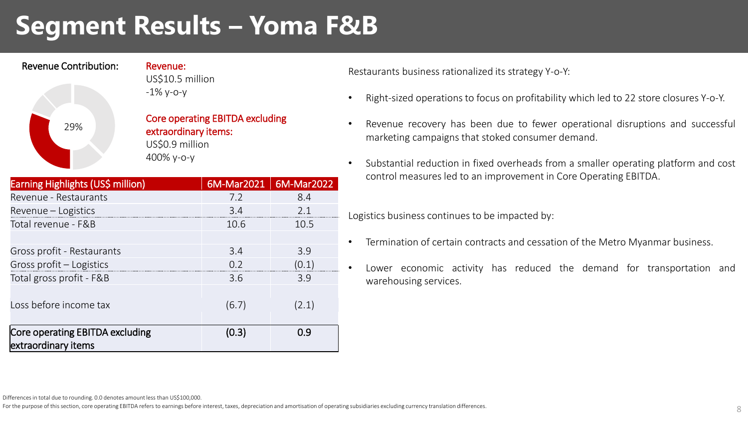# Segment Results – Yoma F&B

Revenue Contribution: 29%

**Revenue:**
US$10.5 million
-1% y-o-y

**Core operating EBITDA excluding extraordinary items:**
US$0.9 million
400% y-o-y

| Earning Highlights (US$ million) | 6M-Mar2021 | 6M-Mar2022 |
|---|---|---|
| Revenue - Restaurants | 7.2 | 8.4 |
| Revenue – Logistics | 3.4 | 2.1 |
| Total revenue - F&B | 10.6 | 10.5 |
| | | |
| Gross profit - Restaurants | 3.4 | 3.9 |
| Gross profit – Logistics | 0.2 | (0.1) |
| Total gross profit - F&B | 3.6 | 3.9 |
| | | |
| Loss before income tax | (6.7) | (2.1) |
| | | |
| **Core operating EBITDA excluding extraordinary items** | **(0.3)** | **0.9** |

Restaurants business rationalized its strategy Y-o-Y:

- Right-sized operations to focus on profitability which led to 22 store closures Y-o-Y.
- Revenue recovery has been due to fewer operational disruptions and successful marketing campaigns that stoked consumer demand.
- Substantial reduction in fixed overheads from a smaller operating platform and cost control measures led to an improvement in Core Operating EBITDA.

Logistics business continues to be impacted by:

- Termination of certain contracts and cessation of the Metro Myanmar business.
- Lower economic activity has reduced the demand for transportation and warehousing services.

Differences in total due to rounding. 0.0 denotes amount less than US$100,000.
For the purpose of this section, core operating EBITDA refers to earnings before interest, taxes, depreciation and amortisation of operating subsidiaries excluding currency translation differences.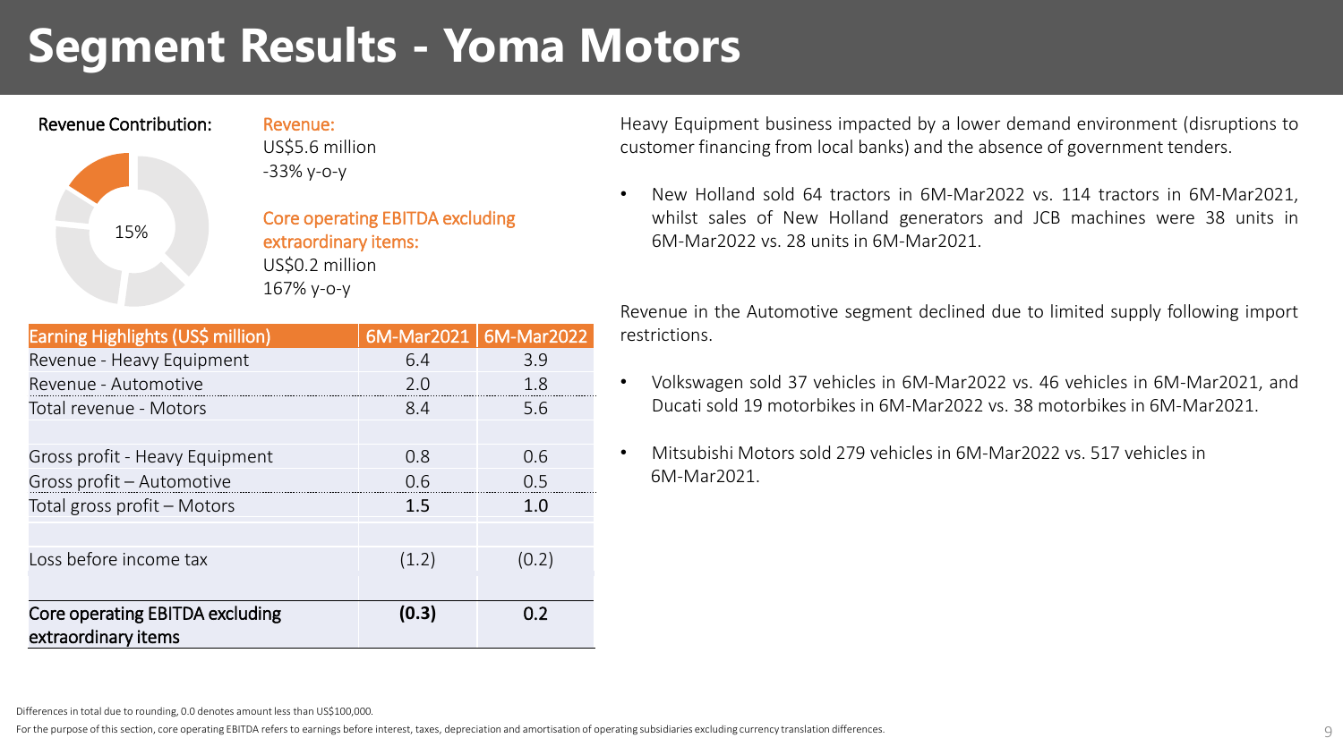# Segment Results - Yoma Motors

Revenue Contribution:

15%

Revenue:
US$5.6 million
-33% y-o-y

Core operating EBITDA excluding extraordinary items:
US$0.2 million
167% y-o-y

| Earning Highlights (US$ million) | 6M-Mar2021 | 6M-Mar2022 |
|---|---|---|
| Revenue - Heavy Equipment | 6.4 | 3.9 |
| Revenue - Automotive | 2.0 | 1.8 |
| Total revenue - Motors | 8.4 | 5.6 |
| | | |
| Gross profit - Heavy Equipment | 0.8 | 0.6 |
| Gross profit – Automotive | 0.6 | 0.5 |
| Total gross profit – Motors | 1.5 | 1.0 |
| | | |
| Loss before income tax | (1.2) | (0.2) |
| | | |
| **Core operating EBITDA excluding extraordinary items** | **(0.3)** | **0.2** |

Heavy Equipment business impacted by a lower demand environment (disruptions to customer financing from local banks) and the absence of government tenders.

- New Holland sold 64 tractors in 6M-Mar2022 vs. 114 tractors in 6M-Mar2021, whilst sales of New Holland generators and JCB machines were 38 units in 6M-Mar2022 vs. 28 units in 6M-Mar2021.

Revenue in the Automotive segment declined due to limited supply following import restrictions.

- Volkswagen sold 37 vehicles in 6M-Mar2022 vs. 46 vehicles in 6M-Mar2021, and Ducati sold 19 motorbikes in 6M-Mar2022 vs. 38 motorbikes in 6M-Mar2021.
- Mitsubishi Motors sold 279 vehicles in 6M-Mar2022 vs. 517 vehicles in 6M-Mar2021.

Differences in total due to rounding, 0.0 denotes amount less than US$100,000.

For the purpose of this section, core operating EBITDA refers to earnings before interest, taxes, depreciation and amortisation of operating subsidiaries excluding currency translation differences.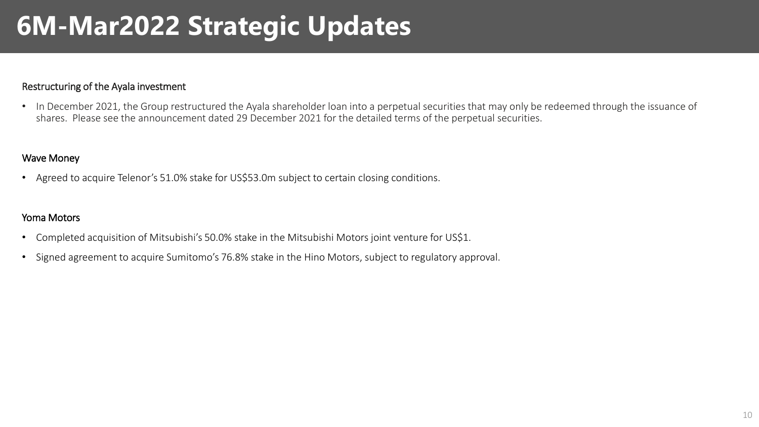# 6M-Mar2022 Strategic Updates

### Restructuring of the Ayala investment

- In December 2021, the Group restructured the Ayala shareholder loan into a perpetual securities that may only be redeemed through the issuance of shares. Please see the announcement dated 29 December 2021 for the detailed terms of the perpetual securities.

### Wave Money

- Agreed to acquire Telenor's 51.0% stake for US$53.0m subject to certain closing conditions.

### Yoma Motors

- Completed acquisition of Mitsubishi's 50.0% stake in the Mitsubishi Motors joint venture for US$1.
- Signed agreement to acquire Sumitomo's 76.8% stake in the Hino Motors, subject to regulatory approval.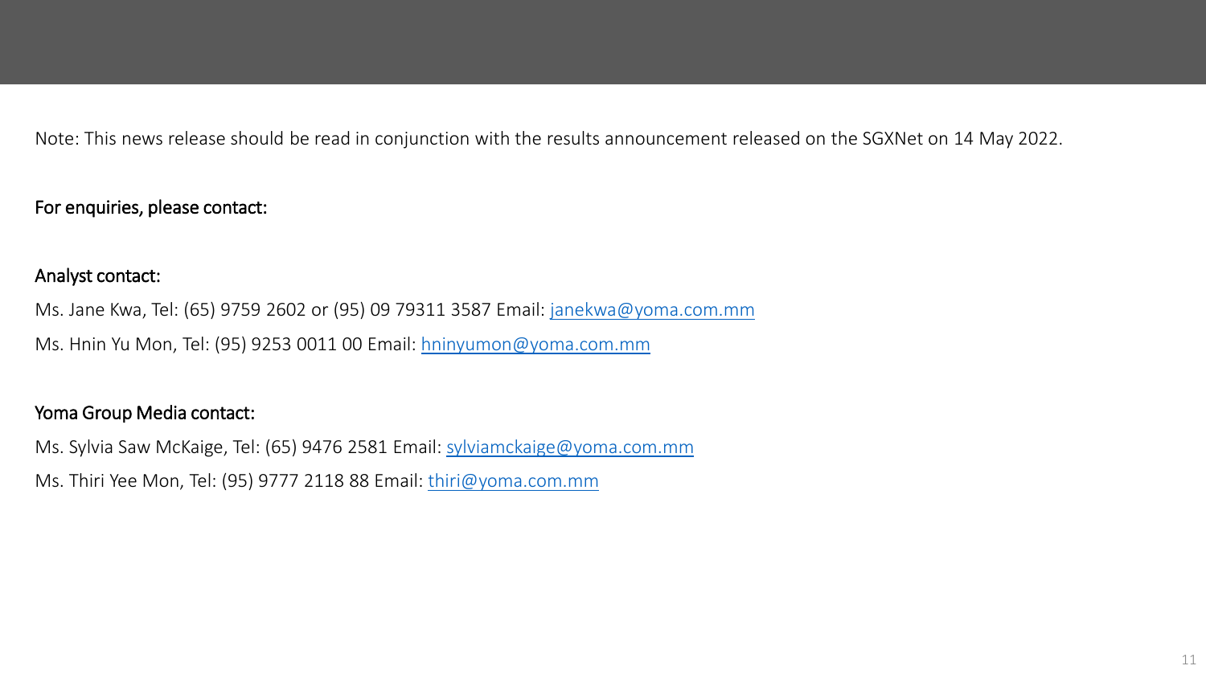Note: This news release should be read in conjunction with the results announcement released on the SGXNet on 14 May 2022.

For enquiries, please contact:

**Analyst contact:**

Ms. Jane Kwa, Tel: (65) 9759 2602 or (95) 09 79311 3587 Email: janekwa@yoma.com.mm

Ms. Hnin Yu Mon, Tel: (95) 9253 0011 00 Email: hninyumon@yoma.com.mm

**Yoma Group Media contact:**

Ms. Sylvia Saw McKaige, Tel: (65) 9476 2581 Email: sylviamckaige@yoma.com.mm

Ms. Thiri Yee Mon, Tel: (95) 9777 2118 88 Email: thiri@yoma.com.mm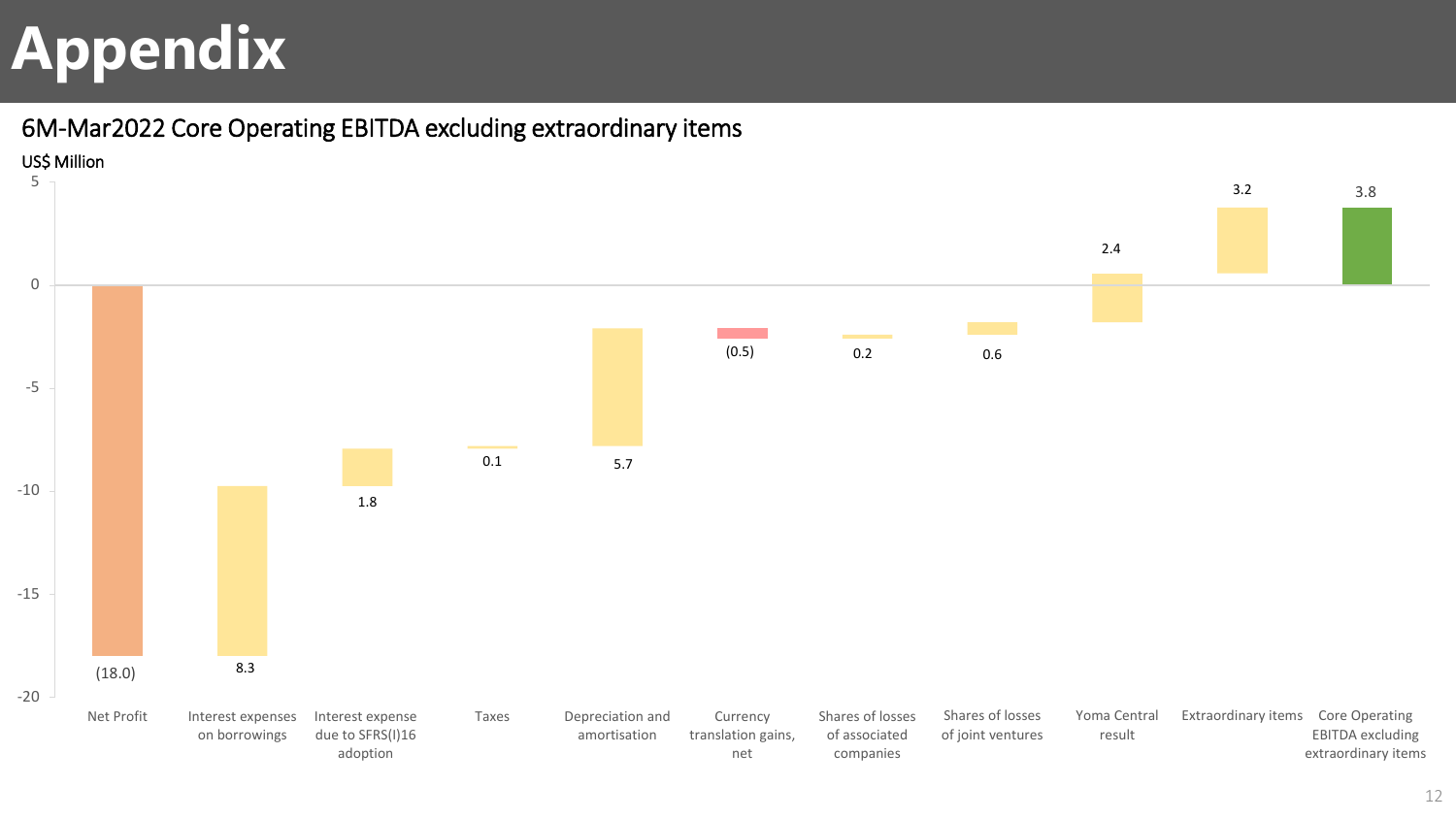# Appendix

## 6M-Mar2022 Core Operating EBITDA excluding extraordinary items

US$ Million

| Item | Value |
|---|---|
| Net Profit | (18.0) |
| Interest expenses on borrowings | 8.3 |
| Interest expense due to SFRS(I)16 adoption | 1.8 |
| Taxes | 0.1 |
| Depreciation and amortisation | 5.7 |
| Currency translation gains, net | (0.5) |
| Shares of losses of associated companies | 0.2 |
| Shares of losses of joint ventures | 0.6 |
| Yoma Central result | 2.4 |
| Extraordinary items | 3.2 |
| Core Operating EBITDA excluding extraordinary items | 3.8 |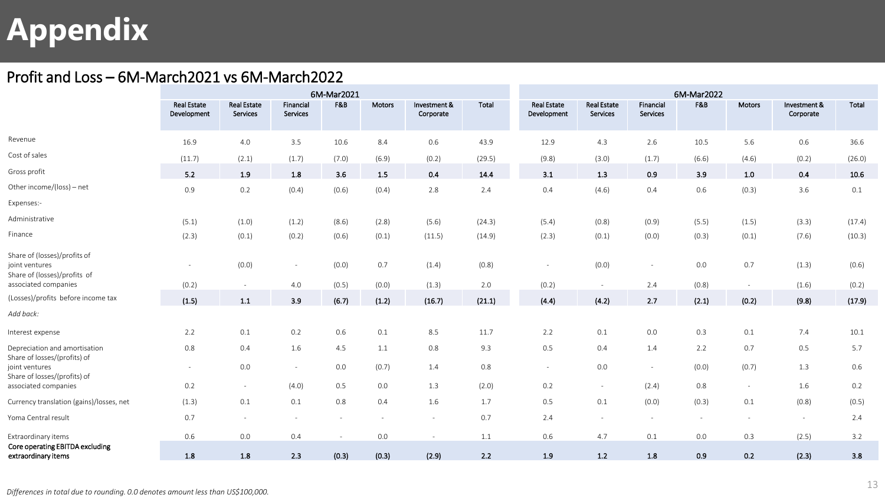# Appendix

## Profit and Loss – 6M-March2021 vs 6M-March2022

| | 6M-Mar2021 | | | | | | | 6M-Mar2022 | | | | | | |
|---|---|---|---|---|---|---|---|---|---|---|---|---|---|---|
| | Real Estate Development | Real Estate Services | Financial Services | F&B | Motors | Investment & Corporate | Total | Real Estate Development | Real Estate Services | Financial Services | F&B | Motors | Investment & Corporate | Total |
| Revenue | 16.9 | 4.0 | 3.5 | 10.6 | 8.4 | 0.6 | 43.9 | 12.9 | 4.3 | 2.6 | 10.5 | 5.6 | 0.6 | 36.6 |
| Cost of sales | (11.7) | (2.1) | (1.7) | (7.0) | (6.9) | (0.2) | (29.5) | (9.8) | (3.0) | (1.7) | (6.6) | (4.6) | (0.2) | (26.0) |
| Gross profit | **5.2** | **1.9** | **1.8** | **3.6** | **1.5** | **0.4** | **14.4** | **3.1** | **1.3** | **0.9** | **3.9** | **1.0** | **0.4** | **10.6** |
| Other income/(loss) – net | 0.9 | 0.2 | (0.4) | (0.6) | (0.4) | 2.8 | 2.4 | 0.4 | (4.6) | 0.4 | 0.6 | (0.3) | 3.6 | 0.1 |
| Expenses:- | | | | | | | | | | | | | | |
| Administrative | (5.1) | (1.0) | (1.2) | (8.6) | (2.8) | (5.6) | (24.3) | (5.4) | (0.8) | (0.9) | (5.5) | (1.5) | (3.3) | (17.4) |
| Finance | (2.3) | (0.1) | (0.2) | (0.6) | (0.1) | (11.5) | (14.9) | (2.3) | (0.1) | (0.0) | (0.3) | (0.1) | (7.6) | (10.3) |
| Share of (losses)/profits of joint ventures | - | (0.0) | - | (0.0) | 0.7 | (1.4) | (0.8) | - | (0.0) | - | 0.0 | 0.7 | (1.3) | (0.6) |
| Share of (losses)/profits of associated companies | (0.2) | - | 4.0 | (0.5) | (0.0) | (1.3) | 2.0 | (0.2) | - | 2.4 | (0.8) | - | (1.6) | (0.2) |
| (Losses)/profits before income tax | **(1.5)** | **1.1** | **3.9** | **(6.7)** | **(1.2)** | **(16.7)** | **(21.1)** | **(4.4)** | **(4.2)** | **2.7** | **(2.1)** | **(0.2)** | **(9.8)** | **(17.9)** |
| *Add back:* | | | | | | | | | | | | | | |
| Interest expense | 2.2 | 0.1 | 0.2 | 0.6 | 0.1 | 8.5 | 11.7 | 2.2 | 0.1 | 0.0 | 0.3 | 0.1 | 7.4 | 10.1 |
| Depreciation and amortisation | 0.8 | 0.4 | 1.6 | 4.5 | 1.1 | 0.8 | 9.3 | 0.5 | 0.4 | 1.4 | 2.2 | 0.7 | 0.5 | 5.7 |
| Share of losses/(profits) of joint ventures | - | 0.0 | - | 0.0 | (0.7) | 1.4 | 0.8 | - | 0.0 | - | (0.0) | (0.7) | 1.3 | 0.6 |
| Share of losses/(profits) of associated companies | 0.2 | - | (4.0) | 0.5 | 0.0 | 1.3 | (2.0) | 0.2 | - | (2.4) | 0.8 | - | 1.6 | 0.2 |
| Currency translation (gains)/losses, net | (1.3) | 0.1 | 0.1 | 0.8 | 0.4 | 1.6 | 1.7 | 0.5 | 0.1 | (0.0) | (0.3) | 0.1 | (0.8) | (0.5) |
| Yoma Central result | 0.7 | - | - | - | - | - | 0.7 | 2.4 | - | - | - | - | - | 2.4 |
| Extraordinary items | 0.6 | 0.0 | 0.4 | - | 0.0 | - | 1.1 | 0.6 | 4.7 | 0.1 | 0.0 | 0.3 | (2.5) | 3.2 |
| **Core operating EBITDA excluding extraordinary items** | **1.8** | **1.8** | **2.3** | **(0.3)** | **(0.3)** | **(2.9)** | **2.2** | **1.9** | **1.2** | **1.8** | **0.9** | **0.2** | **(2.3)** | **3.8** |

*Differences in total due to rounding. 0.0 denotes amount less than US$100,000.*